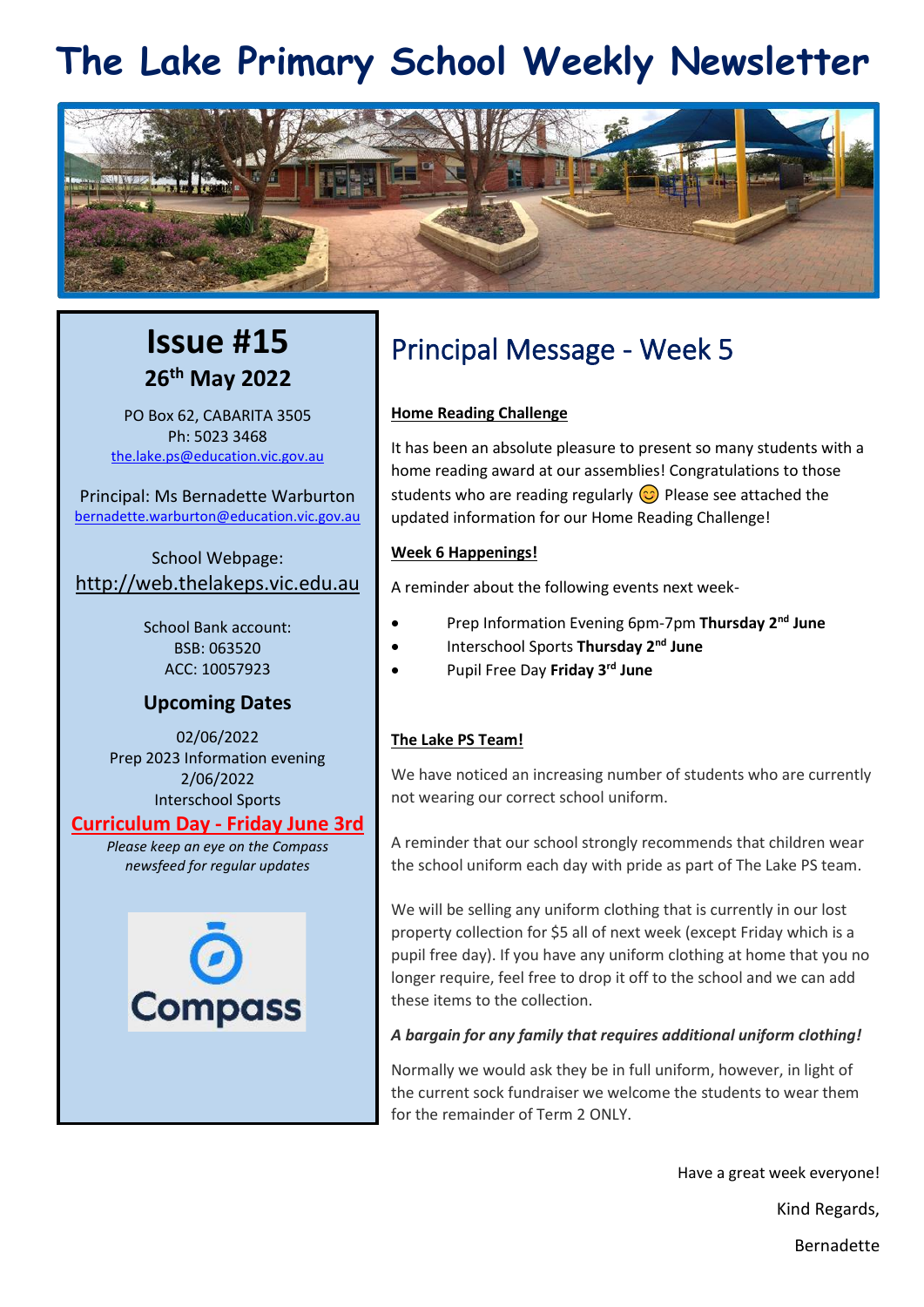# The Lake Primary School Weekly Newsletter

## Issue #15

**26th May 2022**

PO Box 62, CABARITA 3505
Ph: 5023 3468
the.lake.ps@education.vic.gov.au

Principal: Ms Bernadette Warburton
bernadette.warburton@education.vic.gov.au

School Webpage:
http://web.thelakeps.vic.edu.au

School Bank account:
BSB: 063520
ACC: 10057923

### Upcoming Dates

02/06/2022
Prep 2023 Information evening
2/06/2022
Interschool Sports

**Curriculum Day - Friday June 3rd**

*Please keep an eye on the Compass newsfeed for regular updates*

Compass

## Principal Message - Week 5

**Home Reading Challenge**

It has been an absolute pleasure to present so many students with a home reading award at our assemblies! Congratulations to those students who are reading regularly 😊 Please see attached the updated information for our Home Reading Challenge!

**Week 6 Happenings!**

A reminder about the following events next week-

- Prep Information Evening 6pm-7pm **Thursday 2nd June**
- Interschool Sports **Thursday 2nd June**
- Pupil Free Day **Friday 3rd June**

**The Lake PS Team!**

We have noticed an increasing number of students who are currently not wearing our correct school uniform.

A reminder that our school strongly recommends that children wear the school uniform each day with pride as part of The Lake PS team.

We will be selling any uniform clothing that is currently in our lost property collection for $5 all of next week (except Friday which is a pupil free day). If you have any uniform clothing at home that you no longer require, feel free to drop it off to the school and we can add these items to the collection.

***A bargain for any family that requires additional uniform clothing!***

Normally we would ask they be in full uniform, however, in light of the current sock fundraiser we welcome the students to wear them for the remainder of Term 2 ONLY.

Have a great week everyone!

Kind Regards,

Bernadette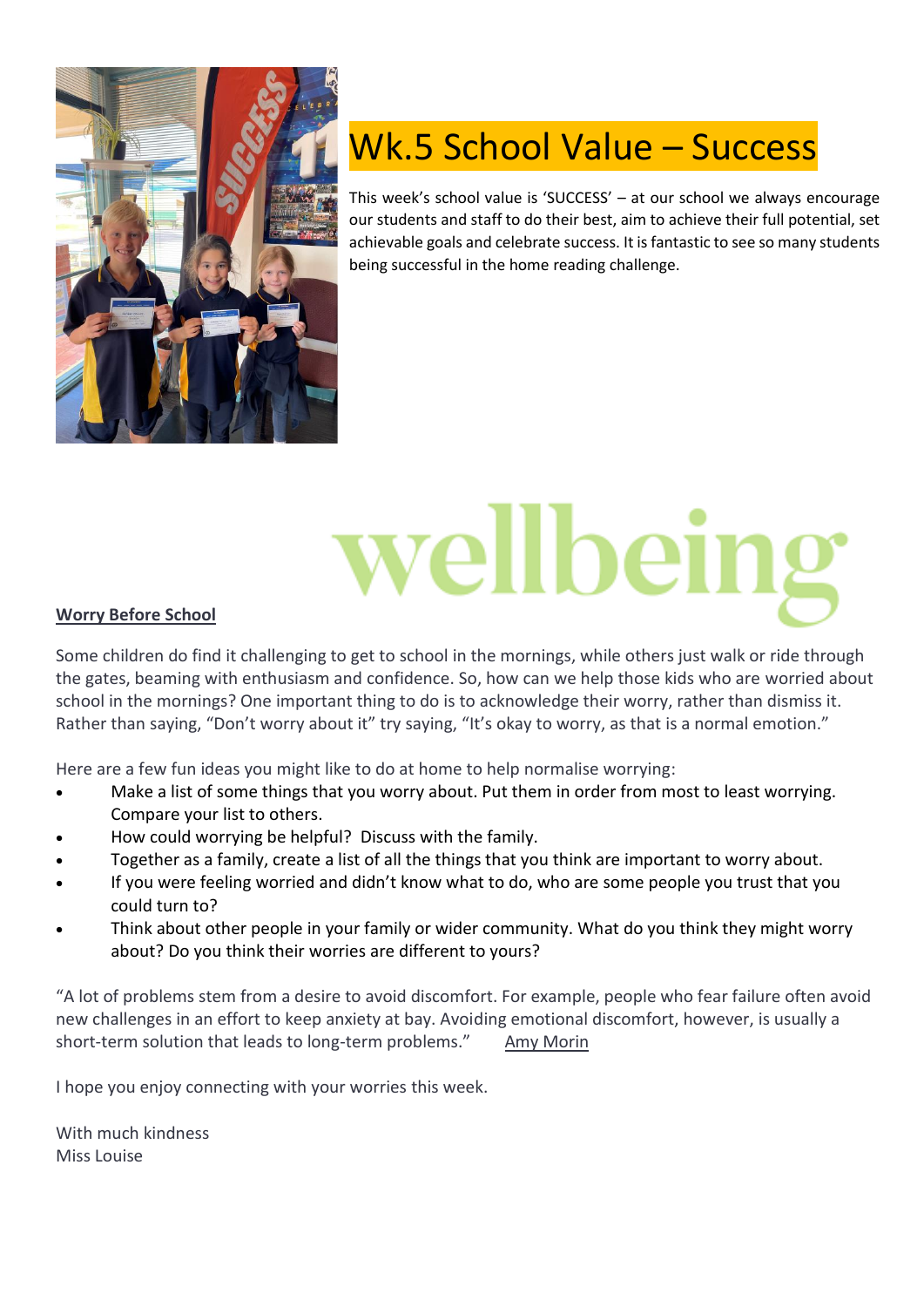# Wk.5 School Value – Success

This week's school value is 'SUCCESS' – at our school we always encourage our students and staff to do their best, aim to achieve their full potential, set achievable goals and celebrate success. It is fantastic to see so many students being successful in the home reading challenge.

# wellbeing

## Worry Before School

Some children do find it challenging to get to school in the mornings, while others just walk or ride through the gates, beaming with enthusiasm and confidence. So, how can we help those kids who are worried about school in the mornings? One important thing to do is to acknowledge their worry, rather than dismiss it. Rather than saying, "Don't worry about it" try saying, "It's okay to worry, as that is a normal emotion."

Here are a few fun ideas you might like to do at home to help normalise worrying:

- Make a list of some things that you worry about. Put them in order from most to least worrying. Compare your list to others.
- How could worrying be helpful? Discuss with the family.
- Together as a family, create a list of all the things that you think are important to worry about.
- If you were feeling worried and didn't know what to do, who are some people you trust that you could turn to?
- Think about other people in your family or wider community. What do you think they might worry about? Do you think their worries are different to yours?

"A lot of problems stem from a desire to avoid discomfort. For example, people who fear failure often avoid new challenges in an effort to keep anxiety at bay. Avoiding emotional discomfort, however, is usually a short-term solution that leads to long-term problems." Amy Morin

I hope you enjoy connecting with your worries this week.

With much kindness
Miss Louise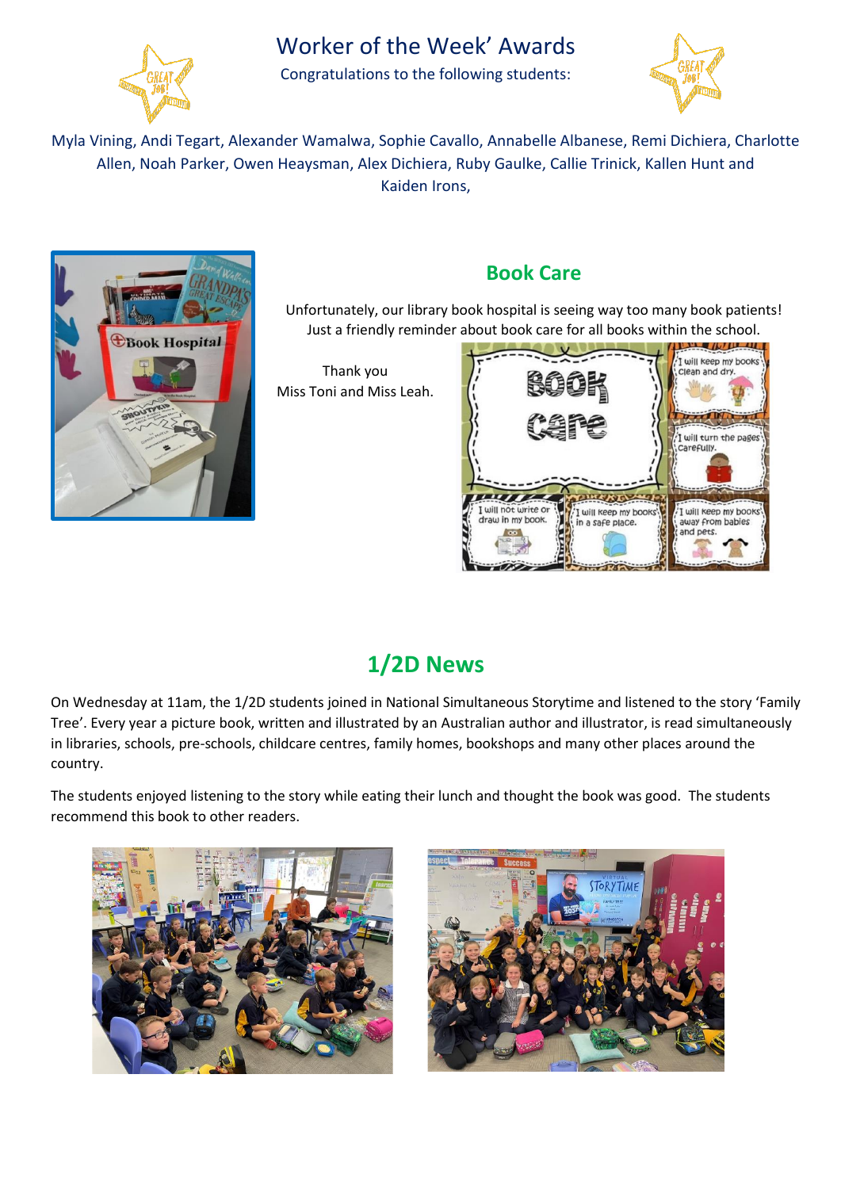# Worker of the Week' Awards

Congratulations to the following students:

Myla Vining, Andi Tegart, Alexander Wamalwa, Sophie Cavallo, Annabelle Albanese, Remi Dichiera, Charlotte Allen, Noah Parker, Owen Heaysman, Alex Dichiera, Ruby Gaulke, Callie Trinick, Kallen Hunt and Kaiden Irons,

## Book Care

Unfortunately, our library book hospital is seeing way too many book patients! Just a friendly reminder about book care for all books within the school.

Thank you
Miss Toni and Miss Leah.

## 1/2D News

On Wednesday at 11am, the 1/2D students joined in National Simultaneous Storytime and listened to the story 'Family Tree'. Every year a picture book, written and illustrated by an Australian author and illustrator, is read simultaneously in libraries, schools, pre-schools, childcare centres, family homes, bookshops and many other places around the country.

The students enjoyed listening to the story while eating their lunch and thought the book was good. The students recommend this book to other readers.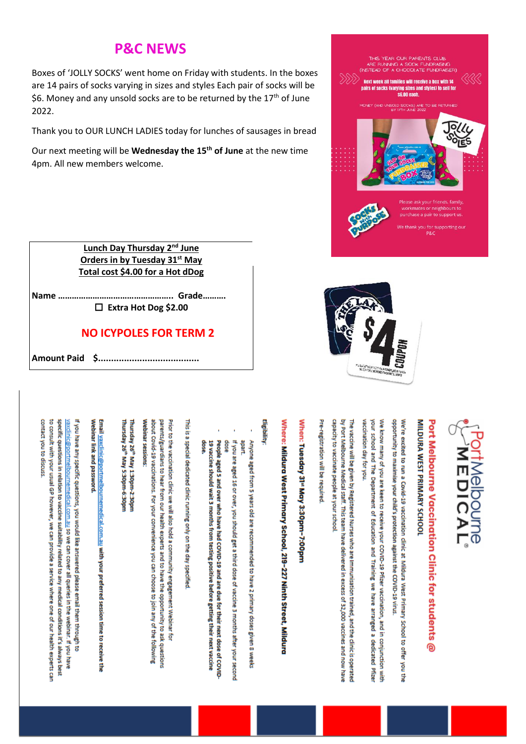# P&C NEWS

Boxes of 'JOLLY SOCKS' went home on Friday with students. In the boxes are 14 pairs of socks varying in sizes and styles Each pair of socks will be \$6. Money and any unsold socks are to be returned by the 17th of June 2022.

Thank you to OUR LUNCH LADIES today for lunches of sausages in bread

Our next meeting will be **Wednesday the 15th of June** at the new time 4pm. All new members welcome.

THIS YEAR OUR PARENTS CLUB ARE RUNNING A SOCK FUNDRAISING (INSTEAD OF A CHOCOLATE FUNDRAISER)

**Next week all families will receive a box with 14 pairs of socks (varying sizes and styles) to sell for \$6.00 each.**

MONEY (AND UNSOLD SOCKS) ARE TO BE RETURNED BY 17TH JUNE 2022

Please ask your friends, family, workmates or neighbours to purchase a pair to support us.

We thank you for supporting our P&C

---

**Lunch Day Thursday 2nd June**

**Orders in by Tuesday 31st May**

**Total cost \$4.00 for a Hot dDog**

**Name ……………………………………….. Grade……….**

☐ **Extra Hot Dog \$2.00**

**NO ICYPOLES FOR TERM 2**

**Amount Paid \$……………………………….**

---

PortMelbourne MEDICAL

## Port Melbourne Vaccination Clinic for students @ MILDURA WEST PRIMARY SCHOOL

We're excited to run a Covid-19 vaccination clinic at Mildura West Primary School to offer you the opportunity to maximise your child's protection against the COVID-19 virus.

We know many of you are keen to receive your COVID-19 Pfizer vaccination, and in conjunction with your school and The Department of Education and Training we have arranged a dedicated Pfizer vaccination day for you.

The vaccine will be given by Registered Nurses who are immunisation trained, and the clinic is operated by Port Melbourne Medical staff. This team have delivered in excess of 32,000 vaccines and now have capacity to vaccinate people at your school.

Pre-registration will be required.

**When: Tuesday 31st May 3:30pm-7:00pm**

**Where: Mildura West Primary School, 219–227 Ninth Street, Mildura**

**Eligibility:**

- Anyone aged from 5 years old are recommended to have 2 primary doses given 8 weeks apart.
- If you are aged 16 or over, you should get a third dose of vaccine 3 months after your second dose
- **People aged 5 and over who have had COVID-19 and are due for their next dose of COVID-19 vaccine should wait 3 months from testing positive before getting their next vaccine dose.**

This is a special dedicated clinic running only on the day specified.

Prior to the vaccination clinic we will also hold a community engagement Webinar for parents/guardians to hear from our health experts and to have the opportunity to ask questions about COVID-19 vaccinations. For your convenience you can choose to join any of the following Webinar sessions:

**Thursday 26th May 1:30pm-2:30pm**

**Thursday 26th May 5:30pm-6:30pm**

**Email vaxclinic@portmelbournemedical.com.au with your preferred session time to receive the Webinar link and password.**

If you have any specific questions, you would like answered please email them through to vaxclinic@portmelbournemedical.com.au so we can cover all queries in the webinar. If you have specific questions in relation to vaccine suitability related to any medical conditions it's always best to consult with your usual GP however, we can provide a service where one of our health experts can contact you to discuss.